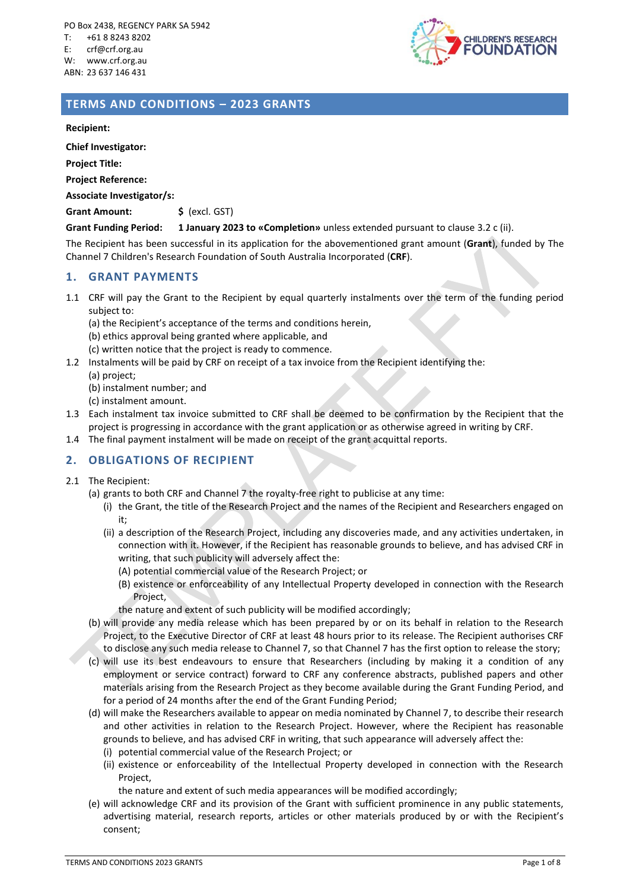PO Box 2438, REGENCY PARK SA 5942
T: +61 8 8243 8202
E: crf@crf.org.au
W: www.crf.org.au
ABN: 23 637 146 431

CHILDREN'S RESEARCH FOUNDATION

## TERMS AND CONDITIONS – 2023 GRANTS

**Recipient:**

**Chief Investigator:**

**Project Title:**

**Project Reference:**

**Associate Investigator/s:**

**Grant Amount:** **$** (excl. GST)

**Grant Funding Period:** **1 January 2023 to «Completion»** unless extended pursuant to clause 3.2 c (ii).

The Recipient has been successful in its application for the abovementioned grant amount (**Grant**), funded by The Channel 7 Children's Research Foundation of South Australia Incorporated (**CRF**).

### 1. GRANT PAYMENTS

1.1 CRF will pay the Grant to the Recipient by equal quarterly instalments over the term of the funding period subject to:
   (a) the Recipient's acceptance of the terms and conditions herein,
   (b) ethics approval being granted where applicable, and
   (c) written notice that the project is ready to commence.

1.2 Instalments will be paid by CRF on receipt of a tax invoice from the Recipient identifying the:
   (a) project;
   (b) instalment number; and
   (c) instalment amount.

1.3 Each instalment tax invoice submitted to CRF shall be deemed to be confirmation by the Recipient that the project is progressing in accordance with the grant application or as otherwise agreed in writing by CRF.

1.4 The final payment instalment will be made on receipt of the grant acquittal reports.

### 2. OBLIGATIONS OF RECIPIENT

2.1 The Recipient:
   (a) grants to both CRF and Channel 7 the royalty-free right to publicise at any time:
      (i) the Grant, the title of the Research Project and the names of the Recipient and Researchers engaged on it;
      (ii) a description of the Research Project, including any discoveries made, and any activities undertaken, in connection with it. However, if the Recipient has reasonable grounds to believe, and has advised CRF in writing, that such publicity will adversely affect the:
         (A) potential commercial value of the Research Project; or
         (B) existence or enforceability of any Intellectual Property developed in connection with the Research Project,

      the nature and extent of such publicity will be modified accordingly;
   (b) will provide any media release which has been prepared by or on its behalf in relation to the Research Project, to the Executive Director of CRF at least 48 hours prior to its release. The Recipient authorises CRF to disclose any such media release to Channel 7, so that Channel 7 has the first option to release the story;
   (c) will use its best endeavours to ensure that Researchers (including by making it a condition of any employment or service contract) forward to CRF any conference abstracts, published papers and other materials arising from the Research Project as they become available during the Grant Funding Period, and for a period of 24 months after the end of the Grant Funding Period;
   (d) will make the Researchers available to appear on media nominated by Channel 7, to describe their research and other activities in relation to the Research Project. However, where the Recipient has reasonable grounds to believe, and has advised CRF in writing, that such appearance will adversely affect the:
      (i) potential commercial value of the Research Project; or
      (ii) existence or enforceability of the Intellectual Property developed in connection with the Research Project,

      the nature and extent of such media appearances will be modified accordingly;
   (e) will acknowledge CRF and its provision of the Grant with sufficient prominence in any public statements, advertising material, research reports, articles or other materials produced by or with the Recipient's consent;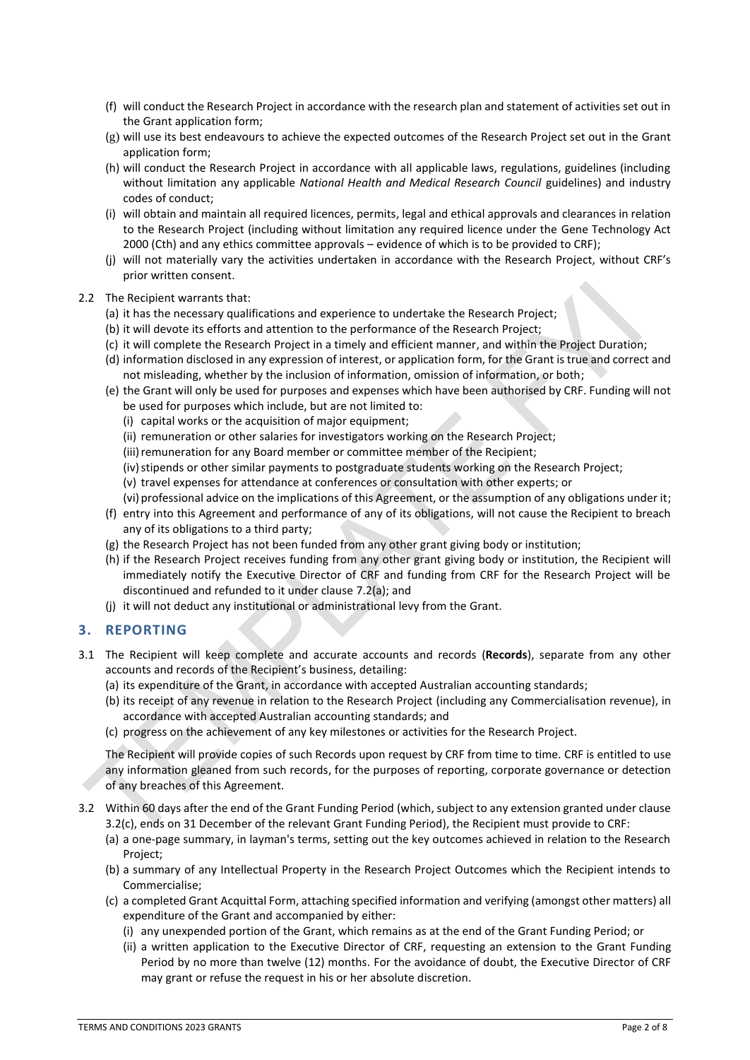(f) will conduct the Research Project in accordance with the research plan and statement of activities set out in the Grant application form;

(g) will use its best endeavours to achieve the expected outcomes of the Research Project set out in the Grant application form;

(h) will conduct the Research Project in accordance with all applicable laws, regulations, guidelines (including without limitation any applicable *National Health and Medical Research Council* guidelines) and industry codes of conduct;

(i) will obtain and maintain all required licences, permits, legal and ethical approvals and clearances in relation to the Research Project (including without limitation any required licence under the Gene Technology Act 2000 (Cth) and any ethics committee approvals – evidence of which is to be provided to CRF);

(j) will not materially vary the activities undertaken in accordance with the Research Project, without CRF's prior written consent.

2.2 The Recipient warrants that:

(a) it has the necessary qualifications and experience to undertake the Research Project;

(b) it will devote its efforts and attention to the performance of the Research Project;

(c) it will complete the Research Project in a timely and efficient manner, and within the Project Duration;

(d) information disclosed in any expression of interest, or application form, for the Grant is true and correct and not misleading, whether by the inclusion of information, omission of information, or both;

(e) the Grant will only be used for purposes and expenses which have been authorised by CRF. Funding will not be used for purposes which include, but are not limited to:

(i) capital works or the acquisition of major equipment;

(ii) remuneration or other salaries for investigators working on the Research Project;

(iii) remuneration for any Board member or committee member of the Recipient;

(iv) stipends or other similar payments to postgraduate students working on the Research Project;

(v) travel expenses for attendance at conferences or consultation with other experts; or

(vi) professional advice on the implications of this Agreement, or the assumption of any obligations under it;

(f) entry into this Agreement and performance of any of its obligations, will not cause the Recipient to breach any of its obligations to a third party;

(g) the Research Project has not been funded from any other grant giving body or institution;

(h) if the Research Project receives funding from any other grant giving body or institution, the Recipient will immediately notify the Executive Director of CRF and funding from CRF for the Research Project will be discontinued and refunded to it under clause 7.2(a); and

(j) it will not deduct any institutional or administrational levy from the Grant.

## 3. REPORTING

3.1 The Recipient will keep complete and accurate accounts and records (**Records**), separate from any other accounts and records of the Recipient's business, detailing:

(a) its expenditure of the Grant, in accordance with accepted Australian accounting standards;

(b) its receipt of any revenue in relation to the Research Project (including any Commercialisation revenue), in accordance with accepted Australian accounting standards; and

(c) progress on the achievement of any key milestones or activities for the Research Project.

The Recipient will provide copies of such Records upon request by CRF from time to time. CRF is entitled to use any information gleaned from such records, for the purposes of reporting, corporate governance or detection of any breaches of this Agreement.

3.2 Within 60 days after the end of the Grant Funding Period (which, subject to any extension granted under clause 3.2(c), ends on 31 December of the relevant Grant Funding Period), the Recipient must provide to CRF:

(a) a one-page summary, in layman's terms, setting out the key outcomes achieved in relation to the Research Project;

(b) a summary of any Intellectual Property in the Research Project Outcomes which the Recipient intends to Commercialise;

(c) a completed Grant Acquittal Form, attaching specified information and verifying (amongst other matters) all expenditure of the Grant and accompanied by either:

(i) any unexpended portion of the Grant, which remains as at the end of the Grant Funding Period; or

(ii) a written application to the Executive Director of CRF, requesting an extension to the Grant Funding Period by no more than twelve (12) months. For the avoidance of doubt, the Executive Director of CRF may grant or refuse the request in his or her absolute discretion.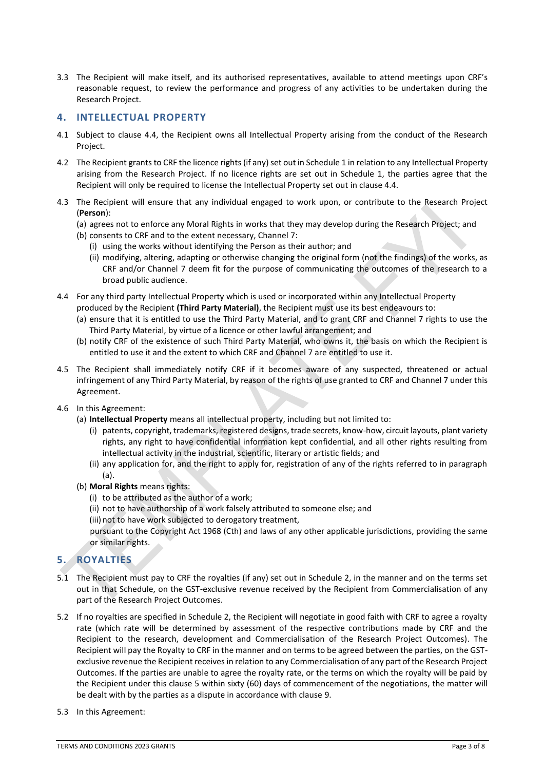3.3 The Recipient will make itself, and its authorised representatives, available to attend meetings upon CRF's reasonable request, to review the performance and progress of any activities to be undertaken during the Research Project.

## 4. INTELLECTUAL PROPERTY

4.1 Subject to clause 4.4, the Recipient owns all Intellectual Property arising from the conduct of the Research Project.

4.2 The Recipient grants to CRF the licence rights (if any) set out in Schedule 1 in relation to any Intellectual Property arising from the Research Project. If no licence rights are set out in Schedule 1, the parties agree that the Recipient will only be required to license the Intellectual Property set out in clause 4.4.

4.3 The Recipient will ensure that any individual engaged to work upon, or contribute to the Research Project (**Person**):

(a) agrees not to enforce any Moral Rights in works that they may develop during the Research Project; and

(b) consents to CRF and to the extent necessary, Channel 7:

(i) using the works without identifying the Person as their author; and

(ii) modifying, altering, adapting or otherwise changing the original form (not the findings) of the works, as CRF and/or Channel 7 deem fit for the purpose of communicating the outcomes of the research to a broad public audience.

4.4 For any third party Intellectual Property which is used or incorporated within any Intellectual Property produced by the Recipient **(Third Party Material)**, the Recipient must use its best endeavours to:

(a) ensure that it is entitled to use the Third Party Material, and to grant CRF and Channel 7 rights to use the Third Party Material, by virtue of a licence or other lawful arrangement; and

(b) notify CRF of the existence of such Third Party Material, who owns it, the basis on which the Recipient is entitled to use it and the extent to which CRF and Channel 7 are entitled to use it.

4.5 The Recipient shall immediately notify CRF if it becomes aware of any suspected, threatened or actual infringement of any Third Party Material, by reason of the rights of use granted to CRF and Channel 7 under this Agreement.

4.6 In this Agreement:

(a) **Intellectual Property** means all intellectual property, including but not limited to:

(i) patents, copyright, trademarks, registered designs, trade secrets, know-how, circuit layouts, plant variety rights, any right to have confidential information kept confidential, and all other rights resulting from intellectual activity in the industrial, scientific, literary or artistic fields; and

(ii) any application for, and the right to apply for, registration of any of the rights referred to in paragraph (a).

(b) **Moral Rights** means rights:

(i) to be attributed as the author of a work;

(ii) not to have authorship of a work falsely attributed to someone else; and

(iii) not to have work subjected to derogatory treatment,

pursuant to the Copyright Act 1968 (Cth) and laws of any other applicable jurisdictions, providing the same or similar rights.

## 5. ROYALTIES

5.1 The Recipient must pay to CRF the royalties (if any) set out in Schedule 2, in the manner and on the terms set out in that Schedule, on the GST-exclusive revenue received by the Recipient from Commercialisation of any part of the Research Project Outcomes.

5.2 If no royalties are specified in Schedule 2, the Recipient will negotiate in good faith with CRF to agree a royalty rate (which rate will be determined by assessment of the respective contributions made by CRF and the Recipient to the research, development and Commercialisation of the Research Project Outcomes). The Recipient will pay the Royalty to CRF in the manner and on terms to be agreed between the parties, on the GST-exclusive revenue the Recipient receives in relation to any Commercialisation of any part of the Research Project Outcomes. If the parties are unable to agree the royalty rate, or the terms on which the royalty will be paid by the Recipient under this clause 5 within sixty (60) days of commencement of the negotiations, the matter will be dealt with by the parties as a dispute in accordance with clause 9.

5.3 In this Agreement: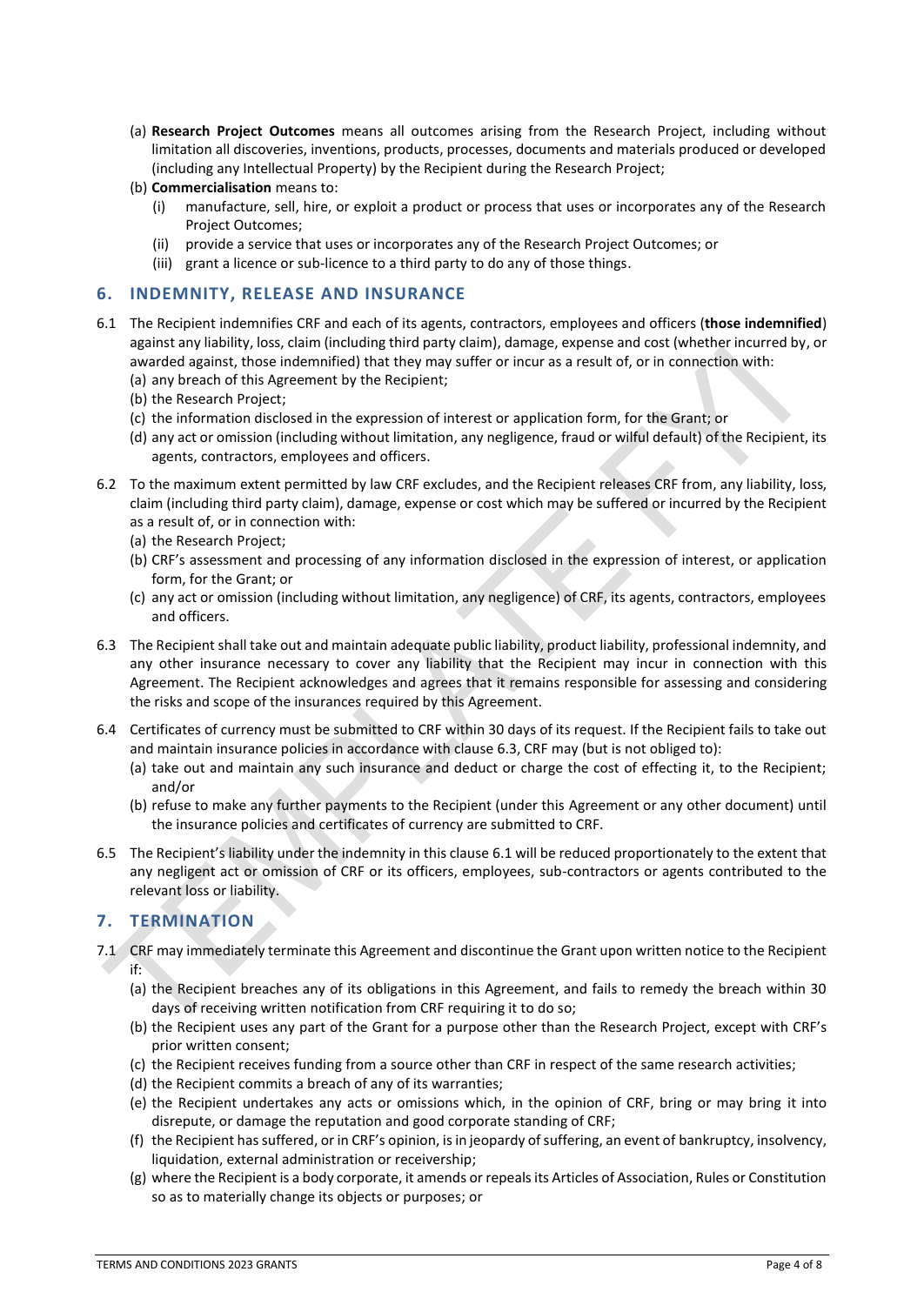(a) **Research Project Outcomes** means all outcomes arising from the Research Project, including without limitation all discoveries, inventions, products, processes, documents and materials produced or developed (including any Intellectual Property) by the Recipient during the Research Project;

(b) **Commercialisation** means to:

   (i) manufacture, sell, hire, or exploit a product or process that uses or incorporates any of the Research Project Outcomes;

   (ii) provide a service that uses or incorporates any of the Research Project Outcomes; or

   (iii) grant a licence or sub-licence to a third party to do any of those things.

## 6. INDEMNITY, RELEASE AND INSURANCE

6.1 The Recipient indemnifies CRF and each of its agents, contractors, employees and officers (**those indemnified**) against any liability, loss, claim (including third party claim), damage, expense and cost (whether incurred by, or awarded against, those indemnified) that they may suffer or incur as a result of, or in connection with:

(a) any breach of this Agreement by the Recipient;

(b) the Research Project;

(c) the information disclosed in the expression of interest or application form, for the Grant; or

(d) any act or omission (including without limitation, any negligence, fraud or wilful default) of the Recipient, its agents, contractors, employees and officers.

6.2 To the maximum extent permitted by law CRF excludes, and the Recipient releases CRF from, any liability, loss, claim (including third party claim), damage, expense or cost which may be suffered or incurred by the Recipient as a result of, or in connection with:

(a) the Research Project;

(b) CRF's assessment and processing of any information disclosed in the expression of interest, or application form, for the Grant; or

(c) any act or omission (including without limitation, any negligence) of CRF, its agents, contractors, employees and officers.

6.3 The Recipient shall take out and maintain adequate public liability, product liability, professional indemnity, and any other insurance necessary to cover any liability that the Recipient may incur in connection with this Agreement. The Recipient acknowledges and agrees that it remains responsible for assessing and considering the risks and scope of the insurances required by this Agreement.

6.4 Certificates of currency must be submitted to CRF within 30 days of its request. If the Recipient fails to take out and maintain insurance policies in accordance with clause 6.3, CRF may (but is not obliged to):

(a) take out and maintain any such insurance and deduct or charge the cost of effecting it, to the Recipient; and/or

(b) refuse to make any further payments to the Recipient (under this Agreement or any other document) until the insurance policies and certificates of currency are submitted to CRF.

6.5 The Recipient's liability under the indemnity in this clause 6.1 will be reduced proportionately to the extent that any negligent act or omission of CRF or its officers, employees, sub-contractors or agents contributed to the relevant loss or liability.

## 7. TERMINATION

7.1 CRF may immediately terminate this Agreement and discontinue the Grant upon written notice to the Recipient if:

(a) the Recipient breaches any of its obligations in this Agreement, and fails to remedy the breach within 30 days of receiving written notification from CRF requiring it to do so;

(b) the Recipient uses any part of the Grant for a purpose other than the Research Project, except with CRF's prior written consent;

(c) the Recipient receives funding from a source other than CRF in respect of the same research activities;

(d) the Recipient commits a breach of any of its warranties;

(e) the Recipient undertakes any acts or omissions which, in the opinion of CRF, bring or may bring it into disrepute, or damage the reputation and good corporate standing of CRF;

(f) the Recipient has suffered, or in CRF's opinion, is in jeopardy of suffering, an event of bankruptcy, insolvency, liquidation, external administration or receivership;

(g) where the Recipient is a body corporate, it amends or repeals its Articles of Association, Rules or Constitution so as to materially change its objects or purposes; or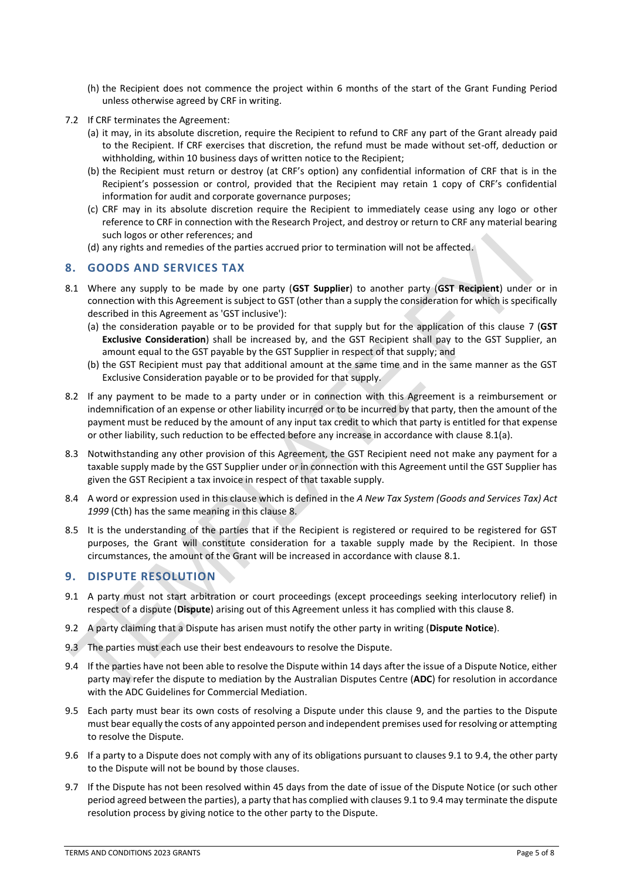(h) the Recipient does not commence the project within 6 months of the start of the Grant Funding Period unless otherwise agreed by CRF in writing.

7.2 If CRF terminates the Agreement:

(a) it may, in its absolute discretion, require the Recipient to refund to CRF any part of the Grant already paid to the Recipient. If CRF exercises that discretion, the refund must be made without set-off, deduction or withholding, within 10 business days of written notice to the Recipient;

(b) the Recipient must return or destroy (at CRF's option) any confidential information of CRF that is in the Recipient's possession or control, provided that the Recipient may retain 1 copy of CRF's confidential information for audit and corporate governance purposes;

(c) CRF may in its absolute discretion require the Recipient to immediately cease using any logo or other reference to CRF in connection with the Research Project, and destroy or return to CRF any material bearing such logos or other references; and

(d) any rights and remedies of the parties accrued prior to termination will not be affected.

## 8. GOODS AND SERVICES TAX

8.1 Where any supply to be made by one party (**GST Supplier**) to another party (**GST Recipient**) under or in connection with this Agreement is subject to GST (other than a supply the consideration for which is specifically described in this Agreement as 'GST inclusive'):

(a) the consideration payable or to be provided for that supply but for the application of this clause 7 (**GST Exclusive Consideration**) shall be increased by, and the GST Recipient shall pay to the GST Supplier, an amount equal to the GST payable by the GST Supplier in respect of that supply; and

(b) the GST Recipient must pay that additional amount at the same time and in the same manner as the GST Exclusive Consideration payable or to be provided for that supply.

8.2 If any payment to be made to a party under or in connection with this Agreement is a reimbursement or indemnification of an expense or other liability incurred or to be incurred by that party, then the amount of the payment must be reduced by the amount of any input tax credit to which that party is entitled for that expense or other liability, such reduction to be effected before any increase in accordance with clause 8.1(a).

8.3 Notwithstanding any other provision of this Agreement, the GST Recipient need not make any payment for a taxable supply made by the GST Supplier under or in connection with this Agreement until the GST Supplier has given the GST Recipient a tax invoice in respect of that taxable supply.

8.4 A word or expression used in this clause which is defined in the *A New Tax System (Goods and Services Tax) Act 1999* (Cth) has the same meaning in this clause 8.

8.5 It is the understanding of the parties that if the Recipient is registered or required to be registered for GST purposes, the Grant will constitute consideration for a taxable supply made by the Recipient. In those circumstances, the amount of the Grant will be increased in accordance with clause 8.1.

## 9. DISPUTE RESOLUTION

9.1 A party must not start arbitration or court proceedings (except proceedings seeking interlocutory relief) in respect of a dispute (**Dispute**) arising out of this Agreement unless it has complied with this clause 8.

9.2 A party claiming that a Dispute has arisen must notify the other party in writing (**Dispute Notice**).

9.3 The parties must each use their best endeavours to resolve the Dispute.

9.4 If the parties have not been able to resolve the Dispute within 14 days after the issue of a Dispute Notice, either party may refer the dispute to mediation by the Australian Disputes Centre (**ADC**) for resolution in accordance with the ADC Guidelines for Commercial Mediation.

9.5 Each party must bear its own costs of resolving a Dispute under this clause 9, and the parties to the Dispute must bear equally the costs of any appointed person and independent premises used for resolving or attempting to resolve the Dispute.

9.6 If a party to a Dispute does not comply with any of its obligations pursuant to clauses 9.1 to 9.4, the other party to the Dispute will not be bound by those clauses.

9.7 If the Dispute has not been resolved within 45 days from the date of issue of the Dispute Notice (or such other period agreed between the parties), a party that has complied with clauses 9.1 to 9.4 may terminate the dispute resolution process by giving notice to the other party to the Dispute.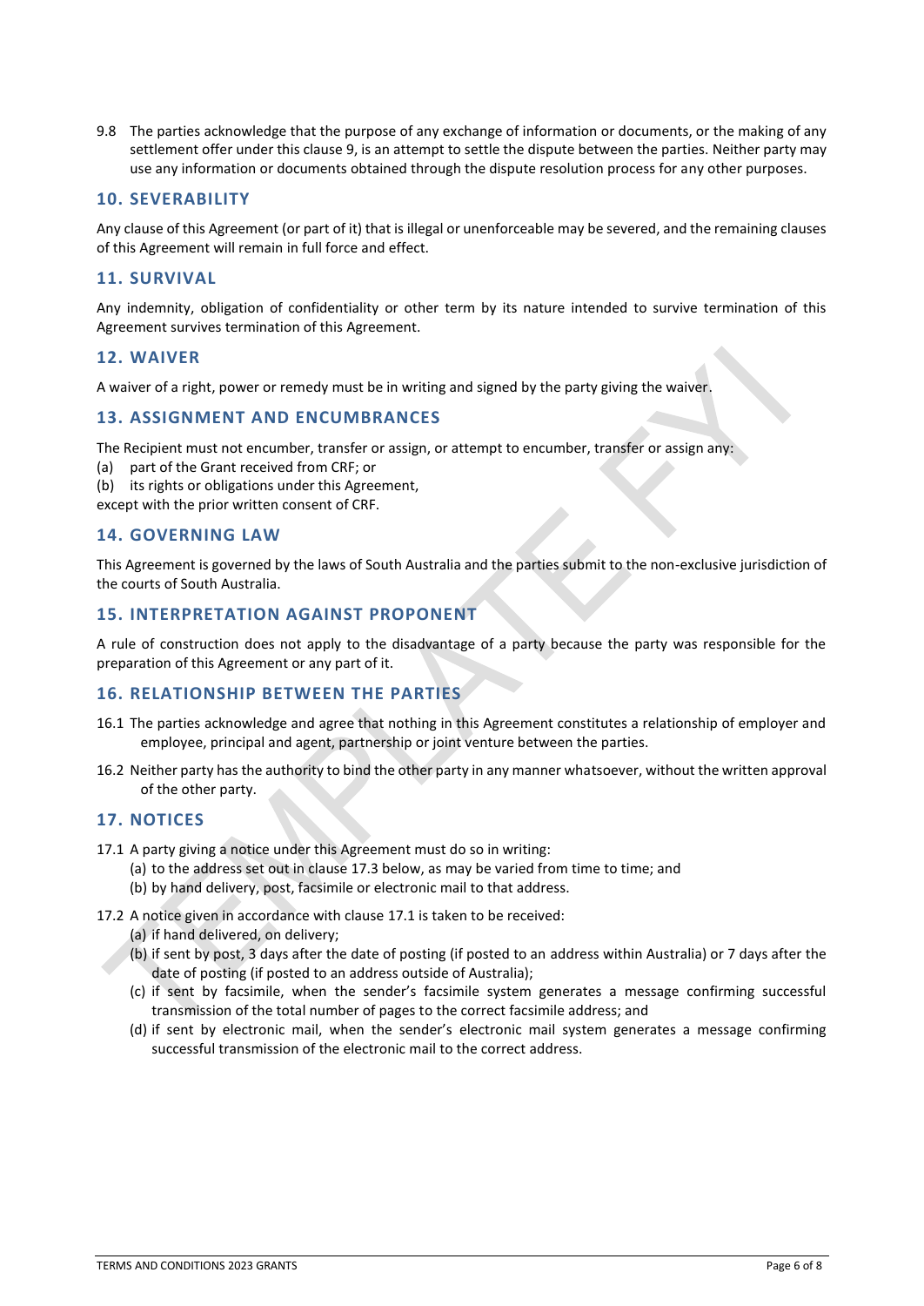9.8 The parties acknowledge that the purpose of any exchange of information or documents, or the making of any settlement offer under this clause 9, is an attempt to settle the dispute between the parties. Neither party may use any information or documents obtained through the dispute resolution process for any other purposes.

## 10. SEVERABILITY

Any clause of this Agreement (or part of it) that is illegal or unenforceable may be severed, and the remaining clauses of this Agreement will remain in full force and effect.

## 11. SURVIVAL

Any indemnity, obligation of confidentiality or other term by its nature intended to survive termination of this Agreement survives termination of this Agreement.

## 12. WAIVER

A waiver of a right, power or remedy must be in writing and signed by the party giving the waiver.

## 13. ASSIGNMENT AND ENCUMBRANCES

The Recipient must not encumber, transfer or assign, or attempt to encumber, transfer or assign any:

(a) part of the Grant received from CRF; or

(b) its rights or obligations under this Agreement,

except with the prior written consent of CRF.

## 14. GOVERNING LAW

This Agreement is governed by the laws of South Australia and the parties submit to the non-exclusive jurisdiction of the courts of South Australia.

## 15. INTERPRETATION AGAINST PROPONENT

A rule of construction does not apply to the disadvantage of a party because the party was responsible for the preparation of this Agreement or any part of it.

## 16. RELATIONSHIP BETWEEN THE PARTIES

16.1 The parties acknowledge and agree that nothing in this Agreement constitutes a relationship of employer and employee, principal and agent, partnership or joint venture between the parties.

16.2 Neither party has the authority to bind the other party in any manner whatsoever, without the written approval of the other party.

## 17. NOTICES

17.1 A party giving a notice under this Agreement must do so in writing:

- (a) to the address set out in clause 17.3 below, as may be varied from time to time; and
- (b) by hand delivery, post, facsimile or electronic mail to that address.

17.2 A notice given in accordance with clause 17.1 is taken to be received:

- (a) if hand delivered, on delivery;
- (b) if sent by post, 3 days after the date of posting (if posted to an address within Australia) or 7 days after the date of posting (if posted to an address outside of Australia);
- (c) if sent by facsimile, when the sender's facsimile system generates a message confirming successful transmission of the total number of pages to the correct facsimile address; and
- (d) if sent by electronic mail, when the sender's electronic mail system generates a message confirming successful transmission of the electronic mail to the correct address.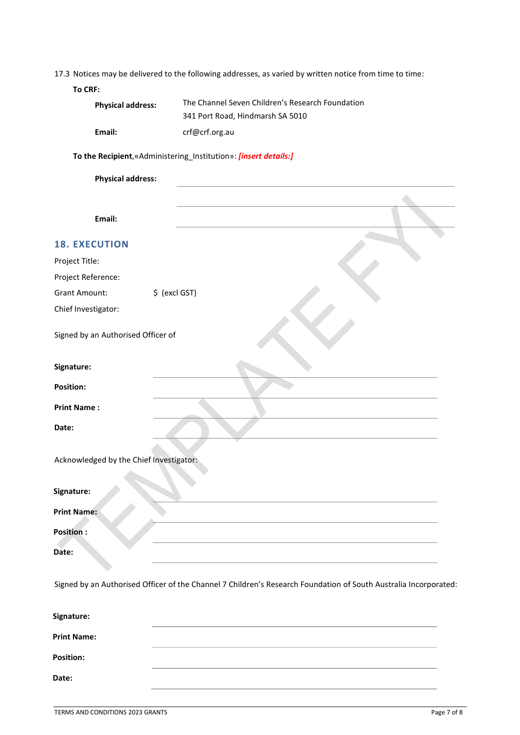17.3 Notices may be delivered to the following addresses, as varied by written notice from time to time:

**To CRF:**

| | |
|---|---|
| **Physical address:** | The Channel Seven Children's Research Foundation<br>341 Port Road, Hindmarsh SA 5010 |
| **Email:** | crf@crf.org.au |

**To the Recipient**,«Administering_Institution»: ***[insert details:]***

**Physical address:** ______________________________

______________________________

**Email:** ______________________________

## 18. EXECUTION

Project Title:

Project Reference:

Grant Amount: $ (excl GST)

Chief Investigator:

Signed by an Authorised Officer of

**Signature:** ______________________________

**Position:** ______________________________

**Print Name :** ______________________________

**Date:** ______________________________

Acknowledged by the Chief Investigator:

**Signature:** ______________________________

**Print Name:** ______________________________

**Position :** ______________________________

**Date:** ______________________________

Signed by an Authorised Officer of the Channel 7 Children's Research Foundation of South Australia Incorporated:

**Signature:** ______________________________

**Print Name:** ______________________________

**Position:** ______________________________

**Date:** ______________________________

TEMPLATE FYI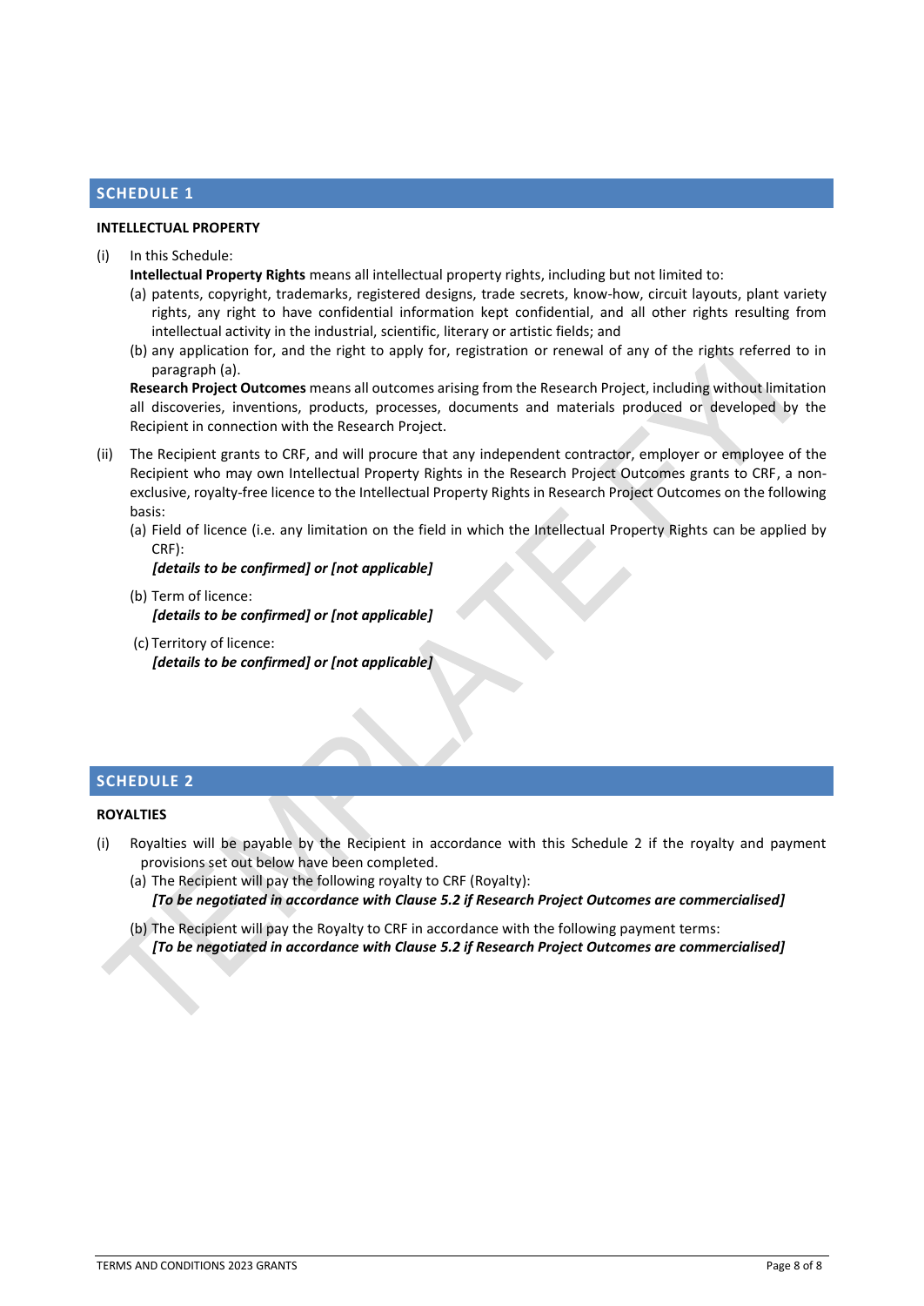## SCHEDULE 1

**INTELLECTUAL PROPERTY**

(i) In this Schedule:

**Intellectual Property Rights** means all intellectual property rights, including but not limited to:

(a) patents, copyright, trademarks, registered designs, trade secrets, know-how, circuit layouts, plant variety rights, any right to have confidential information kept confidential, and all other rights resulting from intellectual activity in the industrial, scientific, literary or artistic fields; and

(b) any application for, and the right to apply for, registration or renewal of any of the rights referred to in paragraph (a).

**Research Project Outcomes** means all outcomes arising from the Research Project, including without limitation all discoveries, inventions, products, processes, documents and materials produced or developed by the Recipient in connection with the Research Project.

(ii) The Recipient grants to CRF, and will procure that any independent contractor, employer or employee of the Recipient who may own Intellectual Property Rights in the Research Project Outcomes grants to CRF, a non-exclusive, royalty-free licence to the Intellectual Property Rights in Research Project Outcomes on the following basis:

(a) Field of licence (i.e. any limitation on the field in which the Intellectual Property Rights can be applied by CRF):
***[details to be confirmed] or [not applicable]***

(b) Term of licence:
***[details to be confirmed] or [not applicable]***

(c) Territory of licence:
***[details to be confirmed] or [not applicable]***

## SCHEDULE 2

**ROYALTIES**

(i) Royalties will be payable by the Recipient in accordance with this Schedule 2 if the royalty and payment provisions set out below have been completed.

(a) The Recipient will pay the following royalty to CRF (Royalty):
***[To be negotiated in accordance with Clause 5.2 if Research Project Outcomes are commercialised]***

(b) The Recipient will pay the Royalty to CRF in accordance with the following payment terms:
***[To be negotiated in accordance with Clause 5.2 if Research Project Outcomes are commercialised]***